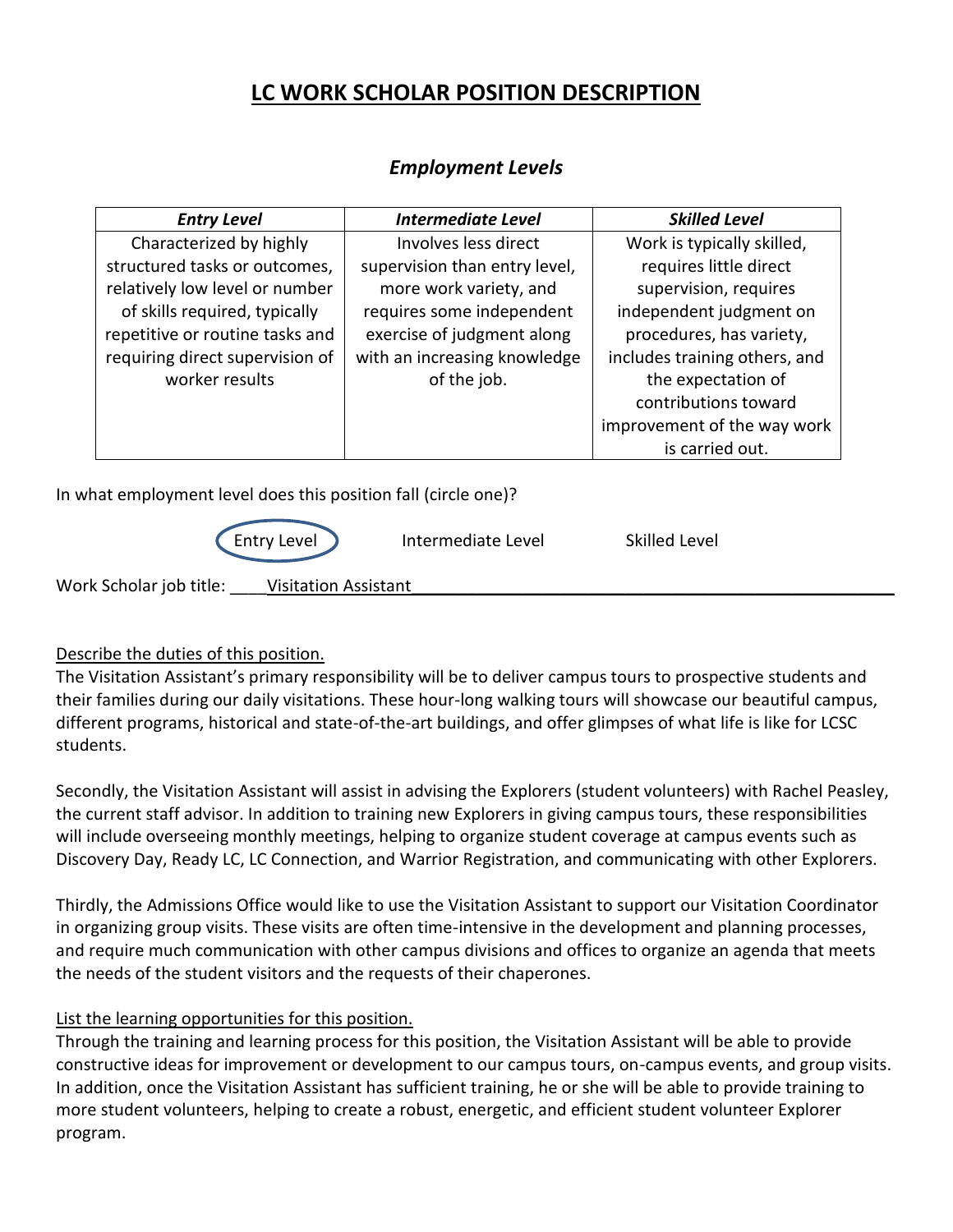# LC WORK SCHOLAR POSITION DESCRIPTION

## *Employment Levels*

| *Entry Level* | *Intermediate Level* | *Skilled Level* |
|---|---|---|
| Characterized by highly structured tasks or outcomes, relatively low level or number of skills required, typically repetitive or routine tasks and requiring direct supervision of worker results | Involves less direct supervision than entry level, more work variety, and requires some independent exercise of judgment along with an increasing knowledge of the job. | Work is typically skilled, requires little direct supervision, requires independent judgment on procedures, has variety, includes training others, and the expectation of contributions toward improvement of the way work is carried out. |

In what employment level does this position fall (circle one)?

Entry Level (circled) Intermediate Level Skilled Level

Work Scholar job title: Visitation Assistant

Describe the duties of this position.

The Visitation Assistant's primary responsibility will be to deliver campus tours to prospective students and their families during our daily visitations. These hour-long walking tours will showcase our beautiful campus, different programs, historical and state-of-the-art buildings, and offer glimpses of what life is like for LCSC students.

Secondly, the Visitation Assistant will assist in advising the Explorers (student volunteers) with Rachel Peasley, the current staff advisor. In addition to training new Explorers in giving campus tours, these responsibilities will include overseeing monthly meetings, helping to organize student coverage at campus events such as Discovery Day, Ready LC, LC Connection, and Warrior Registration, and communicating with other Explorers.

Thirdly, the Admissions Office would like to use the Visitation Assistant to support our Visitation Coordinator in organizing group visits. These visits are often time-intensive in the development and planning processes, and require much communication with other campus divisions and offices to organize an agenda that meets the needs of the student visitors and the requests of their chaperones.

List the learning opportunities for this position.

Through the training and learning process for this position, the Visitation Assistant will be able to provide constructive ideas for improvement or development to our campus tours, on-campus events, and group visits. In addition, once the Visitation Assistant has sufficient training, he or she will be able to provide training to more student volunteers, helping to create a robust, energetic, and efficient student volunteer Explorer program.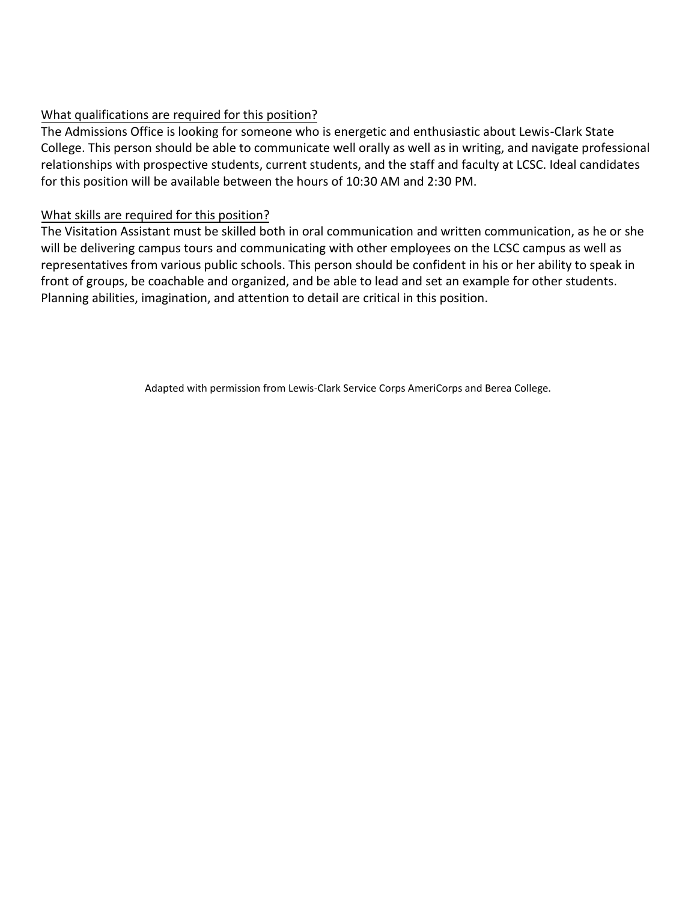<u>What qualifications are required for this position?</u>

The Admissions Office is looking for someone who is energetic and enthusiastic about Lewis-Clark State College. This person should be able to communicate well orally as well as in writing, and navigate professional relationships with prospective students, current students, and the staff and faculty at LCSC. Ideal candidates for this position will be available between the hours of 10:30 AM and 2:30 PM.

<u>What skills are required for this position?</u>

The Visitation Assistant must be skilled both in oral communication and written communication, as he or she will be delivering campus tours and communicating with other employees on the LCSC campus as well as representatives from various public schools. This person should be confident in his or her ability to speak in front of groups, be coachable and organized, and be able to lead and set an example for other students. Planning abilities, imagination, and attention to detail are critical in this position.

Adapted with permission from Lewis-Clark Service Corps AmeriCorps and Berea College.